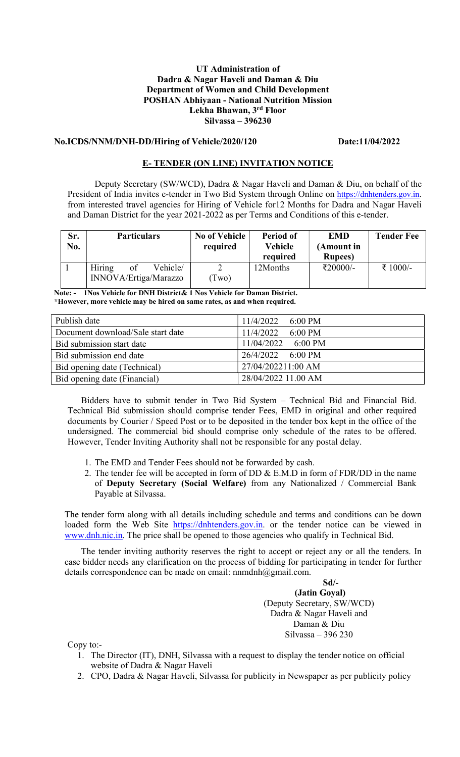**UT Administration of**
**Dadra & Nagar Haveli and Daman & Diu**
**Department of Women and Child Development**
**POSHAN Abhiyaan - National Nutrition Mission**
**Lekha Bhawan, 3rd Floor**
**Silvassa – 396230**

**No.ICDS/NNM/DNH-DD/Hiring of Vehicle/2020/120** **Date:11/04/2022**

## E- TENDER (ON LINE) INVITATION NOTICE

Deputy Secretary (SW/WCD), Dadra & Nagar Haveli and Daman & Diu, on behalf of the President of India invites e-tender in Two Bid System through Online on https://dnhtenders.gov.in. from interested travel agencies for Hiring of Vehicle for12 Months for Dadra and Nagar Haveli and Daman District for the year 2021-2022 as per Terms and Conditions of this e-tender.

| Sr. No. | Particulars | No of Vehicle required | Period of Vehicle required | EMD (Amount in Rupees) | Tender Fee |
|---|---|---|---|---|---|
| 1 | Hiring of Vehicle/ INNOVA/Ertiga/Marazzo | 2 (Two) | 12Months | ₹20000/- | ₹ 1000/- |

**Note: - 1Nos Vehicle for DNH District& 1 Nos Vehicle for Daman District.**
**\*However, more vehicle may be hired on same rates, as and when required.**

| | |
|---|---|
| Publish date | 11/4/2022 6:00 PM |
| Document download/Sale start date | 11/4/2022 6:00 PM |
| Bid submission start date | 11/04/2022 6:00 PM |
| Bid submission end date | 26/4/2022 6:00 PM |
| Bid opening date (Technical) | 27/04/202211:00 AM |
| Bid opening date (Financial) | 28/04/2022 11.00 AM |

Bidders have to submit tender in Two Bid System – Technical Bid and Financial Bid. Technical Bid submission should comprise tender Fees, EMD in original and other required documents by Courier / Speed Post or to be deposited in the tender box kept in the office of the undersigned. The commercial bid should comprise only schedule of the rates to be offered. However, Tender Inviting Authority shall not be responsible for any postal delay.

1. The EMD and Tender Fees should not be forwarded by cash.
2. The tender fee will be accepted in form of DD & E.M.D in form of FDR/DD in the name of **Deputy Secretary (Social Welfare)** from any Nationalized / Commercial Bank Payable at Silvassa.

The tender form along with all details including schedule and terms and conditions can be down loaded form the Web Site https://dnhtenders.gov.in. or the tender notice can be viewed in www.dnh.nic.in. The price shall be opened to those agencies who qualify in Technical Bid.

The tender inviting authority reserves the right to accept or reject any or all the tenders. In case bidder needs any clarification on the process of bidding for participating in tender for further details correspondence can be made on email: nnmdnh@gmail.com.

**Sd/-**
**(Jatin Goyal)**
(Deputy Secretary, SW/WCD)
Dadra & Nagar Haveli and
Daman & Diu
Silvassa – 396 230

Copy to:-

1. The Director (IT), DNH, Silvassa with a request to display the tender notice on official website of Dadra & Nagar Haveli
2. CPO, Dadra & Nagar Haveli, Silvassa for publicity in Newspaper as per publicity policy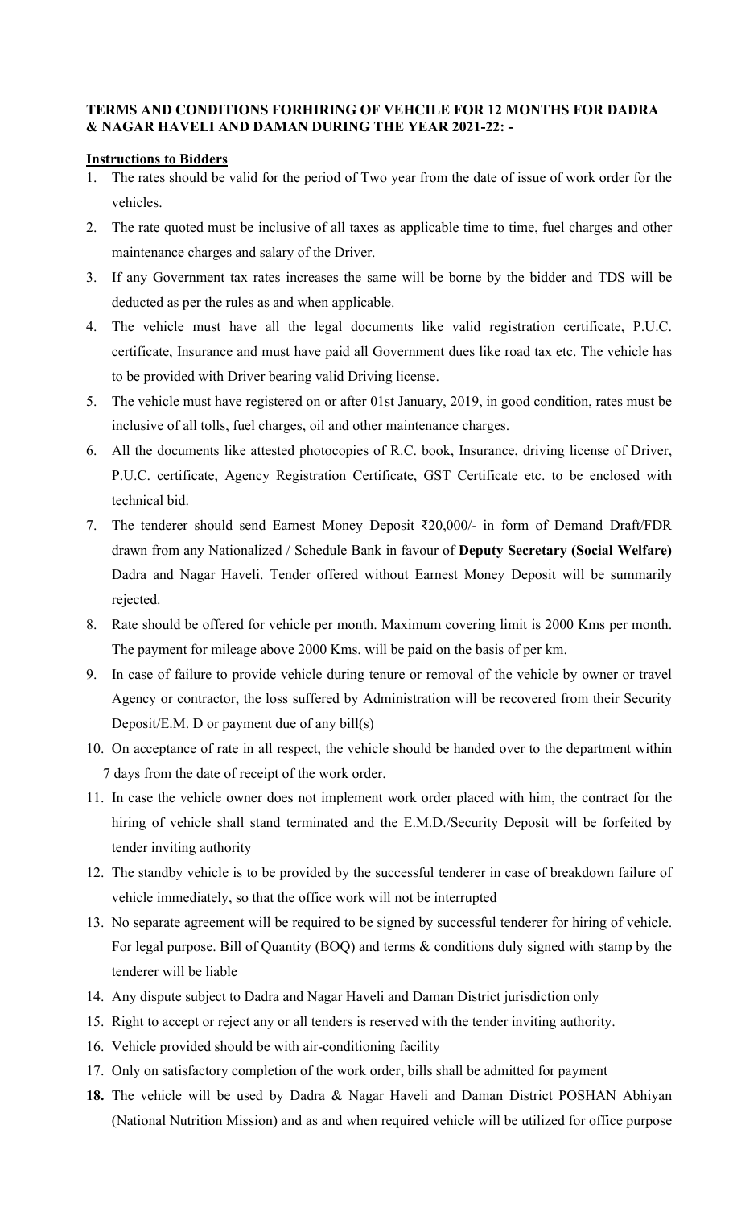**TERMS AND CONDITIONS FORHIRING OF VEHCILE FOR 12 MONTHS FOR DADRA & NAGAR HAVELI AND DAMAN DURING THE YEAR 2021-22: -**

**Instructions to Bidders**

1. The rates should be valid for the period of Two year from the date of issue of work order for the vehicles.
2. The rate quoted must be inclusive of all taxes as applicable time to time, fuel charges and other maintenance charges and salary of the Driver.
3. If any Government tax rates increases the same will be borne by the bidder and TDS will be deducted as per the rules as and when applicable.
4. The vehicle must have all the legal documents like valid registration certificate, P.U.C. certificate, Insurance and must have paid all Government dues like road tax etc. The vehicle has to be provided with Driver bearing valid Driving license.
5. The vehicle must have registered on or after 01st January, 2019, in good condition, rates must be inclusive of all tolls, fuel charges, oil and other maintenance charges.
6. All the documents like attested photocopies of R.C. book, Insurance, driving license of Driver, P.U.C. certificate, Agency Registration Certificate, GST Certificate etc. to be enclosed with technical bid.
7. The tenderer should send Earnest Money Deposit ₹20,000/- in form of Demand Draft/FDR drawn from any Nationalized / Schedule Bank in favour of **Deputy Secretary (Social Welfare)** Dadra and Nagar Haveli. Tender offered without Earnest Money Deposit will be summarily rejected.
8. Rate should be offered for vehicle per month. Maximum covering limit is 2000 Kms per month. The payment for mileage above 2000 Kms. will be paid on the basis of per km.
9. In case of failure to provide vehicle during tenure or removal of the vehicle by owner or travel Agency or contractor, the loss suffered by Administration will be recovered from their Security Deposit/E.M. D or payment due of any bill(s)
10. On acceptance of rate in all respect, the vehicle should be handed over to the department within 7 days from the date of receipt of the work order.
11. In case the vehicle owner does not implement work order placed with him, the contract for the hiring of vehicle shall stand terminated and the E.M.D./Security Deposit will be forfeited by tender inviting authority
12. The standby vehicle is to be provided by the successful tenderer in case of breakdown failure of vehicle immediately, so that the office work will not be interrupted
13. No separate agreement will be required to be signed by successful tenderer for hiring of vehicle. For legal purpose. Bill of Quantity (BOQ) and terms & conditions duly signed with stamp by the tenderer will be liable
14. Any dispute subject to Dadra and Nagar Haveli and Daman District jurisdiction only
15. Right to accept or reject any or all tenders is reserved with the tender inviting authority.
16. Vehicle provided should be with air-conditioning facility
17. Only on satisfactory completion of the work order, bills shall be admitted for payment
18. The vehicle will be used by Dadra & Nagar Haveli and Daman District POSHAN Abhiyan (National Nutrition Mission) and as and when required vehicle will be utilized for office purpose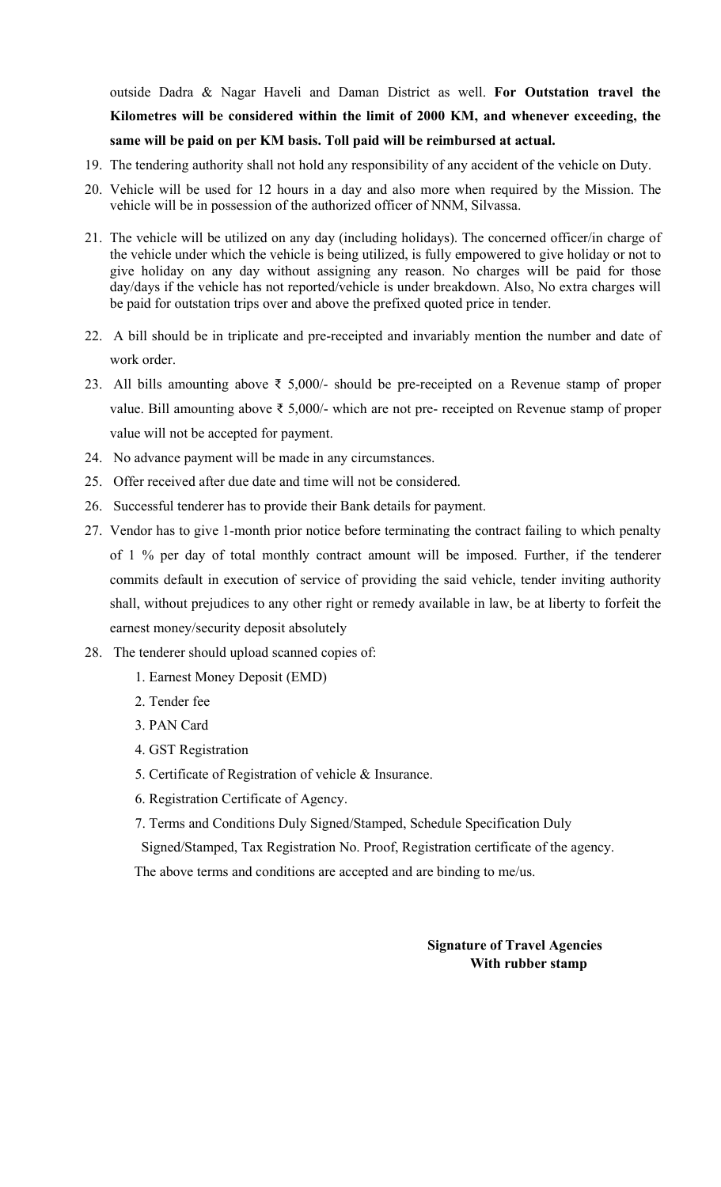outside Dadra & Nagar Haveli and Daman District as well. **For Outstation travel the Kilometres will be considered within the limit of 2000 KM, and whenever exceeding, the same will be paid on per KM basis. Toll paid will be reimbursed at actual.**

19. The tendering authority shall not hold any responsibility of any accident of the vehicle on Duty.
20. Vehicle will be used for 12 hours in a day and also more when required by the Mission. The vehicle will be in possession of the authorized officer of NNM, Silvassa.
21. The vehicle will be utilized on any day (including holidays). The concerned officer/in charge of the vehicle under which the vehicle is being utilized, is fully empowered to give holiday or not to give holiday on any day without assigning any reason. No charges will be paid for those day/days if the vehicle has not reported/vehicle is under breakdown. Also, No extra charges will be paid for outstation trips over and above the prefixed quoted price in tender.
22. A bill should be in triplicate and pre-receipted and invariably mention the number and date of work order.
23. All bills amounting above ₹ 5,000/- should be pre-receipted on a Revenue stamp of proper value. Bill amounting above ₹ 5,000/- which are not pre- receipted on Revenue stamp of proper value will not be accepted for payment.
24. No advance payment will be made in any circumstances.
25. Offer received after due date and time will not be considered.
26. Successful tenderer has to provide their Bank details for payment.
27. Vendor has to give 1-month prior notice before terminating the contract failing to which penalty of 1 % per day of total monthly contract amount will be imposed. Further, if the tenderer commits default in execution of service of providing the said vehicle, tender inviting authority shall, without prejudices to any other right or remedy available in law, be at liberty to forfeit the earnest money/security deposit absolutely
28. The tenderer should upload scanned copies of:
    1. Earnest Money Deposit (EMD)
    2. Tender fee
    3. PAN Card
    4. GST Registration
    5. Certificate of Registration of vehicle & Insurance.
    6. Registration Certificate of Agency.
    7. Terms and Conditions Duly Signed/Stamped, Schedule Specification Duly Signed/Stamped, Tax Registration No. Proof, Registration certificate of the agency.

The above terms and conditions are accepted and are binding to me/us.

**Signature of Travel Agencies**
**With rubber stamp**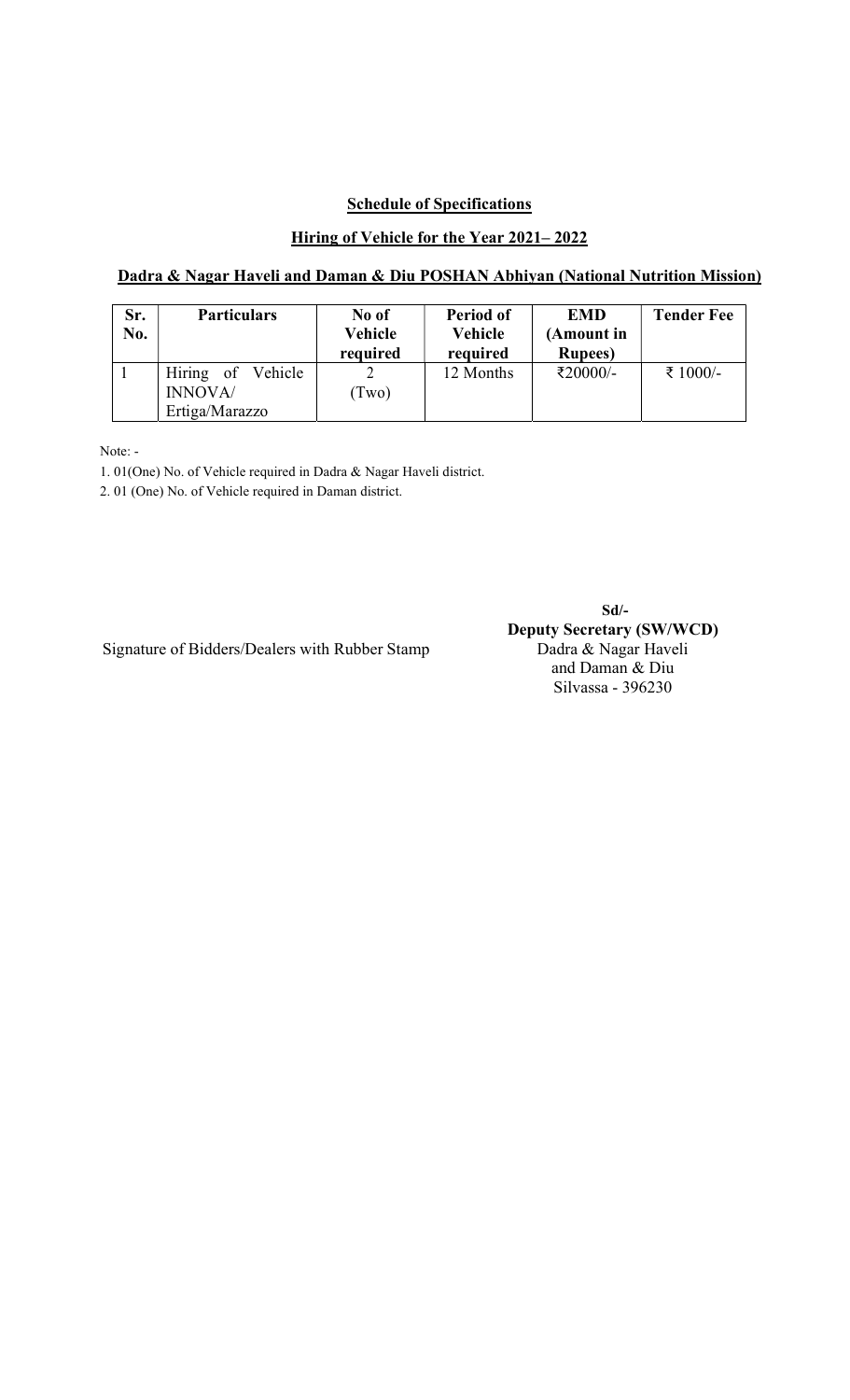**Schedule of Specifications**

**Hiring of Vehicle for the Year 2021– 2022**

**Dadra & Nagar Haveli and Daman & Diu POSHAN Abhiyan (National Nutrition Mission)**

| Sr. No. | Particulars | No of Vehicle required | Period of Vehicle required | EMD (Amount in Rupees) | Tender Fee |
|---|---|---|---|---|---|
| 1 | Hiring of Vehicle INNOVA/ Ertiga/Marazzo | 2 (Two) | 12 Months | ₹20000/- | ₹ 1000/- |

Note: -

1. 01(One) No. of Vehicle required in Dadra & Nagar Haveli district.
2. 01 (One) No. of Vehicle required in Daman district.

Signature of Bidders/Dealers with Rubber Stamp

**Sd/-**
**Deputy Secretary (SW/WCD)**
Dadra & Nagar Haveli
and Daman & Diu
Silvassa - 396230